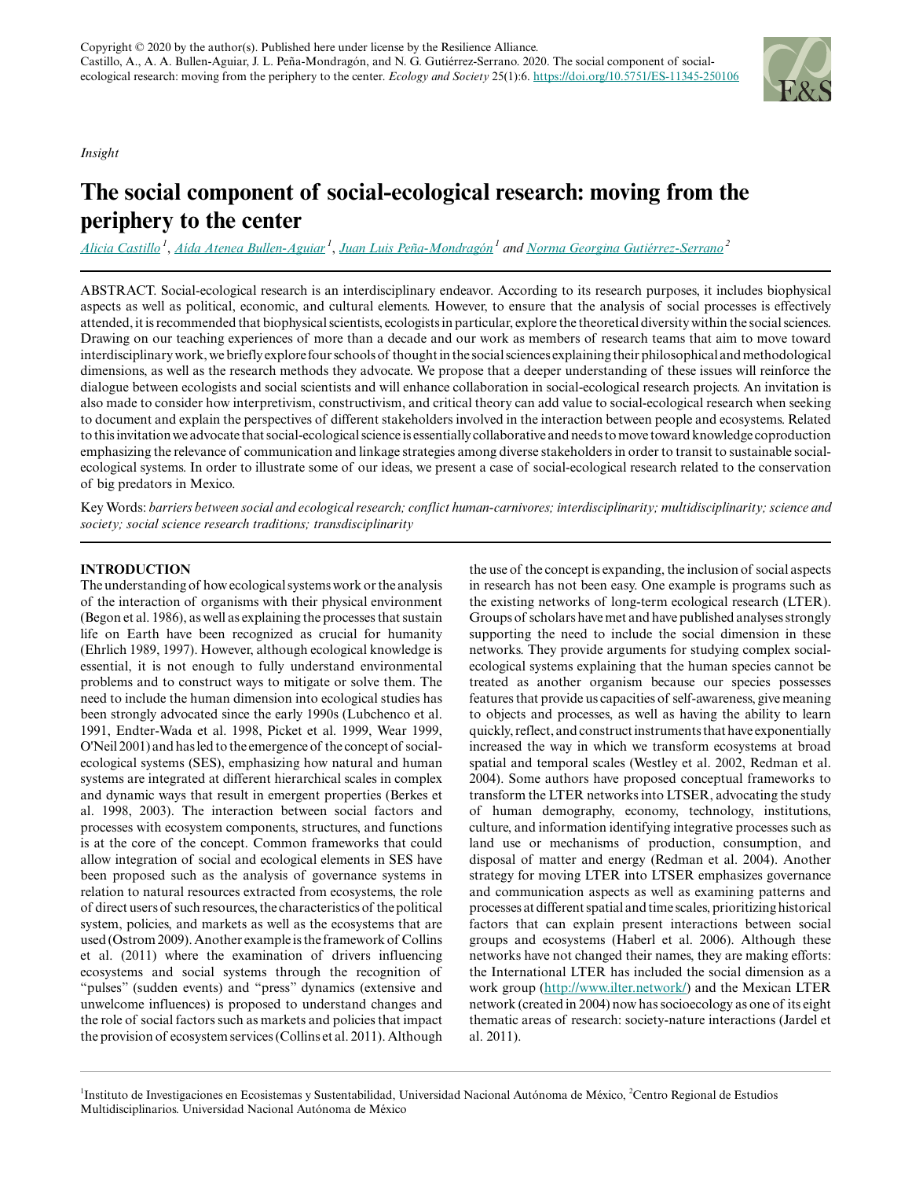Copyright © 2020 by the author(s). Published here under license by the Resilience Alliance.
Castillo, A., A. A. Bullen-Aguiar, J. L. Peña-Mondragón, and N. G. Gutiérrez-Serrano. 2020. The social component of social-ecological research: moving from the periphery to the center. *Ecology and Society* 25(1):6. https://doi.org/10.5751/ES-11345-250106

*Insight*

# The social component of social-ecological research: moving from the periphery to the center

*Alicia Castillo*[1], *Aida Atenea Bullen-Aguiar*[1], *Juan Luis Peña-Mondragón*[1] and *Norma Georgina Gutiérrez-Serrano*[2]

ABSTRACT. Social-ecological research is an interdisciplinary endeavor. According to its research purposes, it includes biophysical aspects as well as political, economic, and cultural elements. However, to ensure that the analysis of social processes is effectively attended, it is recommended that biophysical scientists, ecologists in particular, explore the theoretical diversity within the social sciences. Drawing on our teaching experiences of more than a decade and our work as members of research teams that aim to move toward interdisciplinary work, we briefly explore four schools of thought in the social sciences explaining their philosophical and methodological dimensions, as well as the research methods they advocate. We propose that a deeper understanding of these issues will reinforce the dialogue between ecologists and social scientists and will enhance collaboration in social-ecological research projects. An invitation is also made to consider how interpretivism, constructivism, and critical theory can add value to social-ecological research when seeking to document and explain the perspectives of different stakeholders involved in the interaction between people and ecosystems. Related to this invitation we advocate that social-ecological science is essentially collaborative and needs to move toward knowledge coproduction emphasizing the relevance of communication and linkage strategies among diverse stakeholders in order to transit to sustainable social-ecological systems. In order to illustrate some of our ideas, we present a case of social-ecological research related to the conservation of big predators in Mexico.

Key Words: *barriers between social and ecological research; conflict human-carnivores; interdisciplinarity; multidisciplinarity; science and society; social science research traditions; transdisciplinarity*

## INTRODUCTION

The understanding of how ecological systems work or the analysis of the interaction of organisms with their physical environment (Begon et al. 1986), as well as explaining the processes that sustain life on Earth have been recognized as crucial for humanity (Ehrlich 1989, 1997). However, although ecological knowledge is essential, it is not enough to fully understand environmental problems and to construct ways to mitigate or solve them. The need to include the human dimension into ecological studies has been strongly advocated since the early 1990s (Lubchenco et al. 1991, Endter-Wada et al. 1998, Picket et al. 1999, Wear 1999, O'Neil 2001) and has led to the emergence of the concept of social-ecological systems (SES), emphasizing how natural and human systems are integrated at different hierarchical scales in complex and dynamic ways that result in emergent properties (Berkes et al. 1998, 2003). The interaction between social factors and processes with ecosystem components, structures, and functions is at the core of the concept. Common frameworks that could allow integration of social and ecological elements in SES have been proposed such as the analysis of governance systems in relation to natural resources extracted from ecosystems, the role of direct users of such resources, the characteristics of the political system, policies, and markets as well as the ecosystems that are used (Ostrom 2009). Another example is the framework of Collins et al. (2011) where the examination of drivers influencing ecosystems and social systems through the recognition of "pulses" (sudden events) and "press" dynamics (extensive and unwelcome influences) is proposed to understand changes and the role of social factors such as markets and policies that impact the provision of ecosystem services (Collins et al. 2011). Although the use of the concept is expanding, the inclusion of social aspects in research has not been easy. One example is programs such as the existing networks of long-term ecological research (LTER). Groups of scholars have met and have published analyses strongly supporting the need to include the social dimension in these networks. They provide arguments for studying complex social-ecological systems explaining that the human species cannot be treated as another organism because our species possesses features that provide us capacities of self-awareness, give meaning to objects and processes, as well as having the ability to learn quickly, reflect, and construct instruments that have exponentially increased the way in which we transform ecosystems at broad spatial and temporal scales (Westley et al. 2002, Redman et al. 2004). Some authors have proposed conceptual frameworks to transform the LTER networks into LTSER, advocating the study of human demography, economy, technology, institutions, culture, and information identifying integrative processes such as land use or mechanisms of production, consumption, and disposal of matter and energy (Redman et al. 2004). Another strategy for moving LTER into LTSER emphasizes governance and communication aspects as well as examining patterns and processes at different spatial and time scales, prioritizing historical factors that can explain present interactions between social groups and ecosystems (Haberl et al. 2006). Although these networks have not changed their names, they are making efforts: the International LTER has included the social dimension as a work group (http://www.ilter.network/) and the Mexican LTER network (created in 2004) now has socioecology as one of its eight thematic areas of research: society-nature interactions (Jardel et al. 2011).

[1]Instituto de Investigaciones en Ecosistemas y Sustentabilidad, Universidad Nacional Autónoma de México, [2]Centro Regional de Estudios Multidisciplinarios. Universidad Nacional Autónoma de México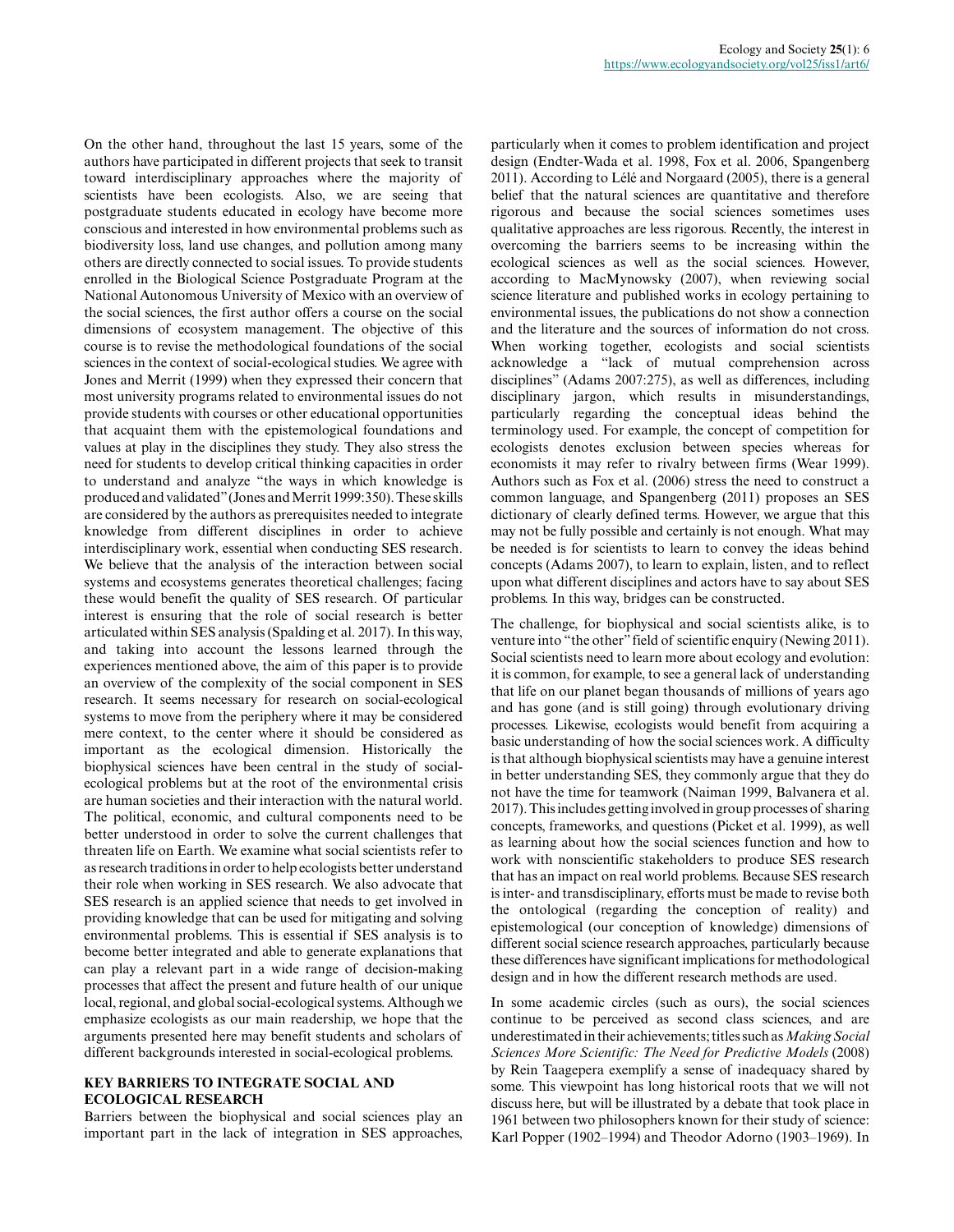On the other hand, throughout the last 15 years, some of the authors have participated in different projects that seek to transit toward interdisciplinary approaches where the majority of scientists have been ecologists. Also, we are seeing that postgraduate students educated in ecology have become more conscious and interested in how environmental problems such as biodiversity loss, land use changes, and pollution among many others are directly connected to social issues. To provide students enrolled in the Biological Science Postgraduate Program at the National Autonomous University of Mexico with an overview of the social sciences, the first author offers a course on the social dimensions of ecosystem management. The objective of this course is to revise the methodological foundations of the social sciences in the context of social-ecological studies. We agree with Jones and Merrit (1999) when they expressed their concern that most university programs related to environmental issues do not provide students with courses or other educational opportunities that acquaint them with the epistemological foundations and values at play in the disciplines they study. They also stress the need for students to develop critical thinking capacities in order to understand and analyze "the ways in which knowledge is produced and validated" (Jones and Merrit 1999:350). These skills are considered by the authors as prerequisites needed to integrate knowledge from different disciplines in order to achieve interdisciplinary work, essential when conducting SES research. We believe that the analysis of the interaction between social systems and ecosystems generates theoretical challenges; facing these would benefit the quality of SES research. Of particular interest is ensuring that the role of social research is better articulated within SES analysis (Spalding et al. 2017). In this way, and taking into account the lessons learned through the experiences mentioned above, the aim of this paper is to provide an overview of the complexity of the social component in SES research. It seems necessary for research on social-ecological systems to move from the periphery where it may be considered mere context, to the center where it should be considered as important as the ecological dimension. Historically the biophysical sciences have been central in the study of social-ecological problems but at the root of the environmental crisis are human societies and their interaction with the natural world. The political, economic, and cultural components need to be better understood in order to solve the current challenges that threaten life on Earth. We examine what social scientists refer to as research traditions in order to help ecologists better understand their role when working in SES research. We also advocate that SES research is an applied science that needs to get involved in providing knowledge that can be used for mitigating and solving environmental problems. This is essential if SES analysis is to become better integrated and able to generate explanations that can play a relevant part in a wide range of decision-making processes that affect the present and future health of our unique local, regional, and global social-ecological systems. Although we emphasize ecologists as our main readership, we hope that the arguments presented here may benefit students and scholars of different backgrounds interested in social-ecological problems.

## KEY BARRIERS TO INTEGRATE SOCIAL AND ECOLOGICAL RESEARCH

Barriers between the biophysical and social sciences play an important part in the lack of integration in SES approaches, particularly when it comes to problem identification and project design (Endter-Wada et al. 1998, Fox et al. 2006, Spangenberg 2011). According to Lélé and Norgaard (2005), there is a general belief that the natural sciences are quantitative and therefore rigorous and because the social sciences sometimes uses qualitative approaches are less rigorous. Recently, the interest in overcoming the barriers seems to be increasing within the ecological sciences as well as the social sciences. However, according to MacMynowsky (2007), when reviewing social science literature and published works in ecology pertaining to environmental issues, the publications do not show a connection and the literature and the sources of information do not cross. When working together, ecologists and social scientists acknowledge a "lack of mutual comprehension across disciplines" (Adams 2007:275), as well as differences, including disciplinary jargon, which results in misunderstandings, particularly regarding the conceptual ideas behind the terminology used. For example, the concept of competition for ecologists denotes exclusion between species whereas for economists it may refer to rivalry between firms (Wear 1999). Authors such as Fox et al. (2006) stress the need to construct a common language, and Spangenberg (2011) proposes an SES dictionary of clearly defined terms. However, we argue that this may not be fully possible and certainly is not enough. What may be needed is for scientists to learn to convey the ideas behind concepts (Adams 2007), to learn to explain, listen, and to reflect upon what different disciplines and actors have to say about SES problems. In this way, bridges can be constructed.

The challenge, for biophysical and social scientists alike, is to venture into "the other" field of scientific enquiry (Newing 2011). Social scientists need to learn more about ecology and evolution: it is common, for example, to see a general lack of understanding that life on our planet began thousands of millions of years ago and has gone (and is still going) through evolutionary driving processes. Likewise, ecologists would benefit from acquiring a basic understanding of how the social sciences work. A difficulty is that although biophysical scientists may have a genuine interest in better understanding SES, they commonly argue that they do not have the time for teamwork (Naiman 1999, Balvanera et al. 2017). This includes getting involved in group processes of sharing concepts, frameworks, and questions (Picket et al. 1999), as well as learning about how the social sciences function and how to work with nonscientific stakeholders to produce SES research that has an impact on real world problems. Because SES research is inter- and transdisciplinary, efforts must be made to revise both the ontological (regarding the conception of reality) and epistemological (our conception of knowledge) dimensions of different social science research approaches, particularly because these differences have significant implications for methodological design and in how the different research methods are used.

In some academic circles (such as ours), the social sciences continue to be perceived as second class sciences, and are underestimated in their achievements; titles such as *Making Social Sciences More Scientific: The Need for Predictive Models* (2008) by Rein Taagepera exemplify a sense of inadequacy shared by some. This viewpoint has long historical roots that we will not discuss here, but will be illustrated by a debate that took place in 1961 between two philosophers known for their study of science: Karl Popper (1902–1994) and Theodor Adorno (1903–1969). In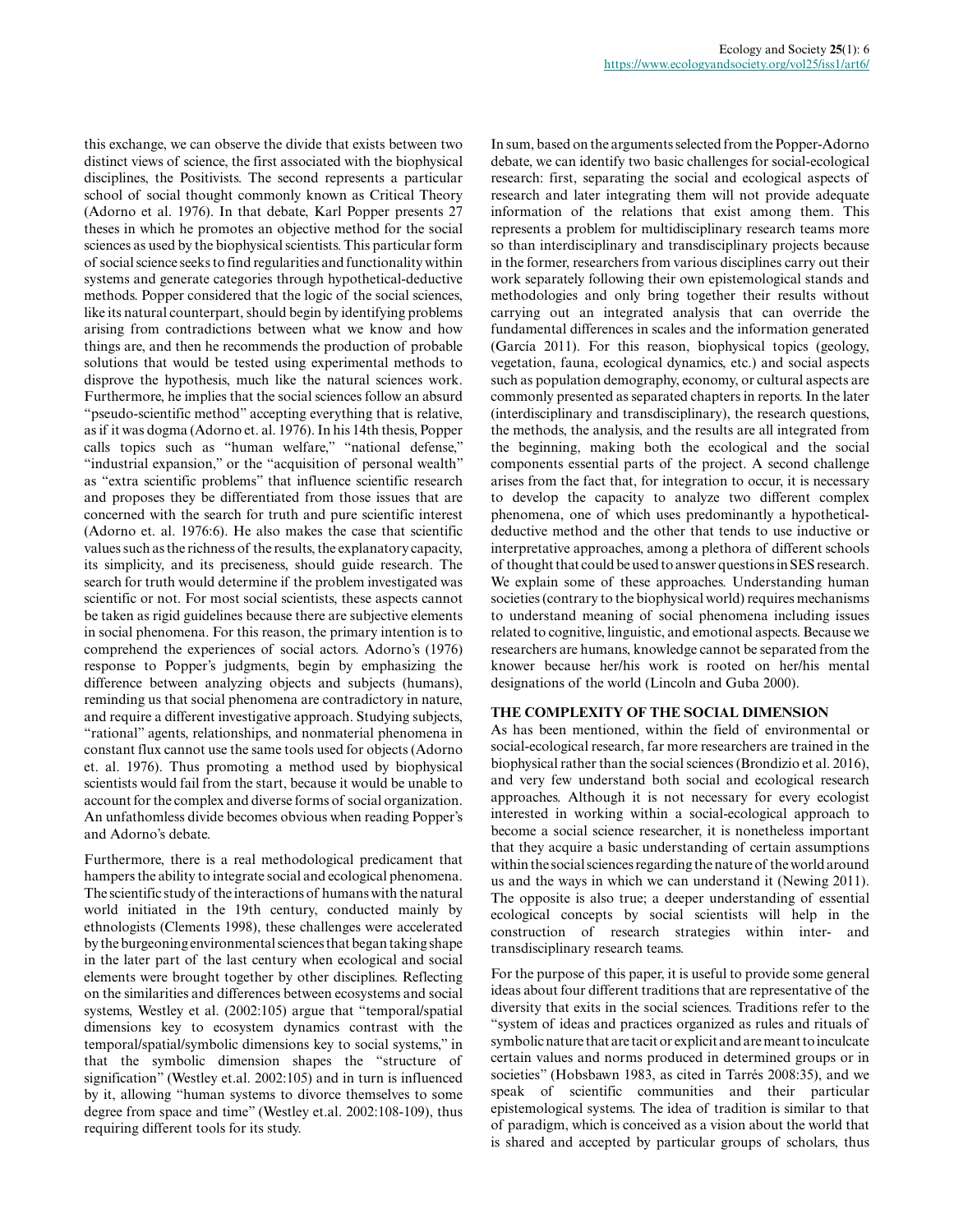this exchange, we can observe the divide that exists between two distinct views of science, the first associated with the biophysical disciplines, the Positivists. The second represents a particular school of social thought commonly known as Critical Theory (Adorno et al. 1976). In that debate, Karl Popper presents 27 theses in which he promotes an objective method for the social sciences as used by the biophysical scientists. This particular form of social science seeks to find regularities and functionality within systems and generate categories through hypothetical-deductive methods. Popper considered that the logic of the social sciences, like its natural counterpart, should begin by identifying problems arising from contradictions between what we know and how things are, and then he recommends the production of probable solutions that would be tested using experimental methods to disprove the hypothesis, much like the natural sciences work. Furthermore, he implies that the social sciences follow an absurd "pseudo-scientific method" accepting everything that is relative, as if it was dogma (Adorno et. al. 1976). In his 14th thesis, Popper calls topics such as "human welfare," "national defense," "industrial expansion," or the "acquisition of personal wealth" as "extra scientific problems" that influence scientific research and proposes they be differentiated from those issues that are concerned with the search for truth and pure scientific interest (Adorno et. al. 1976:6). He also makes the case that scientific values such as the richness of the results, the explanatory capacity, its simplicity, and its preciseness, should guide research. The search for truth would determine if the problem investigated was scientific or not. For most social scientists, these aspects cannot be taken as rigid guidelines because there are subjective elements in social phenomena. For this reason, the primary intention is to comprehend the experiences of social actors. Adorno's (1976) response to Popper's judgments, begin by emphasizing the difference between analyzing objects and subjects (humans), reminding us that social phenomena are contradictory in nature, and require a different investigative approach. Studying subjects, "rational" agents, relationships, and nonmaterial phenomena in constant flux cannot use the same tools used for objects (Adorno et. al. 1976). Thus promoting a method used by biophysical scientists would fail from the start, because it would be unable to account for the complex and diverse forms of social organization. An unfathomless divide becomes obvious when reading Popper's and Adorno's debate.

Furthermore, there is a real methodological predicament that hampers the ability to integrate social and ecological phenomena. The scientific study of the interactions of humans with the natural world initiated in the 19th century, conducted mainly by ethnologists (Clements 1998), these challenges were accelerated by the burgeoning environmental sciences that began taking shape in the later part of the last century when ecological and social elements were brought together by other disciplines. Reflecting on the similarities and differences between ecosystems and social systems, Westley et al. (2002:105) argue that "temporal/spatial dimensions key to ecosystem dynamics contrast with the temporal/spatial/symbolic dimensions key to social systems," in that the symbolic dimension shapes the "structure of signification" (Westley et.al. 2002:105) and in turn is influenced by it, allowing "human systems to divorce themselves to some degree from space and time" (Westley et.al. 2002:108-109), thus requiring different tools for its study.

In sum, based on the arguments selected from the Popper-Adorno debate, we can identify two basic challenges for social-ecological research: first, separating the social and ecological aspects of research and later integrating them will not provide adequate information of the relations that exist among them. This represents a problem for multidisciplinary research teams more so than interdisciplinary and transdisciplinary projects because in the former, researchers from various disciplines carry out their work separately following their own epistemological stands and methodologies and only bring together their results without carrying out an integrated analysis that can override the fundamental differences in scales and the information generated (García 2011). For this reason, biophysical topics (geology, vegetation, fauna, ecological dynamics, etc.) and social aspects such as population demography, economy, or cultural aspects are commonly presented as separated chapters in reports. In the later (interdisciplinary and transdisciplinary), the research questions, the methods, the analysis, and the results are all integrated from the beginning, making both the ecological and the social components essential parts of the project. A second challenge arises from the fact that, for integration to occur, it is necessary to develop the capacity to analyze two different complex phenomena, one of which uses predominantly a hypothetical-deductive method and the other that tends to use inductive or interpretative approaches, among a plethora of different schools of thought that could be used to answer questions in SES research. We explain some of these approaches. Understanding human societies (contrary to the biophysical world) requires mechanisms to understand meaning of social phenomena including issues related to cognitive, linguistic, and emotional aspects. Because we researchers are humans, knowledge cannot be separated from the knower because her/his work is rooted on her/his mental designations of the world (Lincoln and Guba 2000).

## THE COMPLEXITY OF THE SOCIAL DIMENSION

As has been mentioned, within the field of environmental or social-ecological research, far more researchers are trained in the biophysical rather than the social sciences (Brondizio et al. 2016), and very few understand both social and ecological research approaches. Although it is not necessary for every ecologist interested in working within a social-ecological approach to become a social science researcher, it is nonetheless important that they acquire a basic understanding of certain assumptions within the social sciences regarding the nature of the world around us and the ways in which we can understand it (Newing 2011). The opposite is also true; a deeper understanding of essential ecological concepts by social scientists will help in the construction of research strategies within inter- and transdisciplinary research teams.

For the purpose of this paper, it is useful to provide some general ideas about four different traditions that are representative of the diversity that exits in the social sciences. Traditions refer to the "system of ideas and practices organized as rules and rituals of symbolic nature that are tacit or explicit and are meant to inculcate certain values and norms produced in determined groups or in societies" (Hobsbawn 1983, as cited in Tarrés 2008:35), and we speak of scientific communities and their particular epistemological systems. The idea of tradition is similar to that of paradigm, which is conceived as a vision about the world that is shared and accepted by particular groups of scholars, thus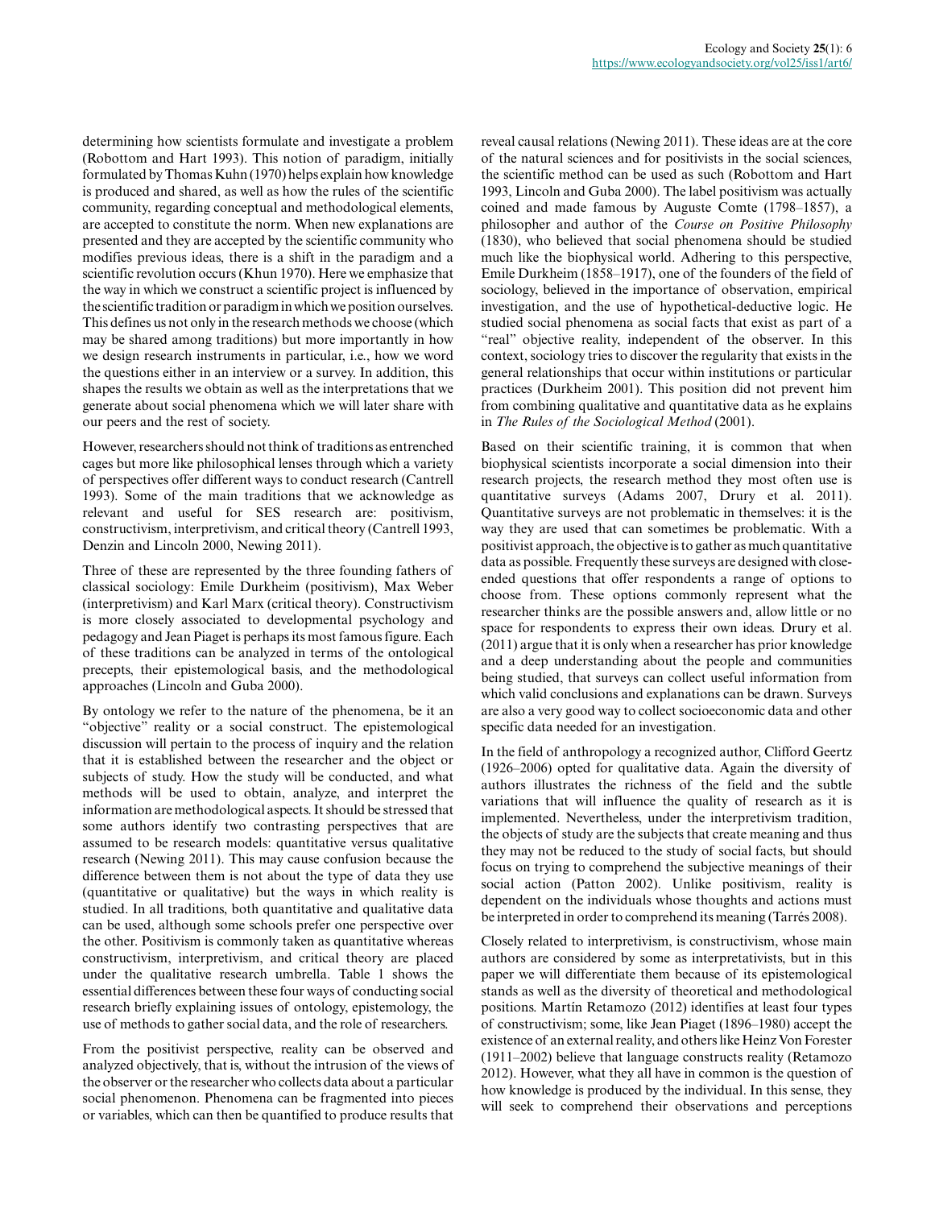determining how scientists formulate and investigate a problem (Robottom and Hart 1993). This notion of paradigm, initially formulated by Thomas Kuhn (1970) helps explain how knowledge is produced and shared, as well as how the rules of the scientific community, regarding conceptual and methodological elements, are accepted to constitute the norm. When new explanations are presented and they are accepted by the scientific community who modifies previous ideas, there is a shift in the paradigm and a scientific revolution occurs (Khun 1970). Here we emphasize that the way in which we construct a scientific project is influenced by the scientific tradition or paradigm in which we position ourselves. This defines us not only in the research methods we choose (which may be shared among traditions) but more importantly in how we design research instruments in particular, i.e., how we word the questions either in an interview or a survey. In addition, this shapes the results we obtain as well as the interpretations that we generate about social phenomena which we will later share with our peers and the rest of society.

However, researchers should not think of traditions as entrenched cages but more like philosophical lenses through which a variety of perspectives offer different ways to conduct research (Cantrell 1993). Some of the main traditions that we acknowledge as relevant and useful for SES research are: positivism, constructivism, interpretivism, and critical theory (Cantrell 1993, Denzin and Lincoln 2000, Newing 2011).

Three of these are represented by the three founding fathers of classical sociology: Emile Durkheim (positivism), Max Weber (interpretivism) and Karl Marx (critical theory). Constructivism is more closely associated to developmental psychology and pedagogy and Jean Piaget is perhaps its most famous figure. Each of these traditions can be analyzed in terms of the ontological precepts, their epistemological basis, and the methodological approaches (Lincoln and Guba 2000).

By ontology we refer to the nature of the phenomena, be it an "objective" reality or a social construct. The epistemological discussion will pertain to the process of inquiry and the relation that it is established between the researcher and the object or subjects of study. How the study will be conducted, and what methods will be used to obtain, analyze, and interpret the information are methodological aspects. It should be stressed that some authors identify two contrasting perspectives that are assumed to be research models: quantitative versus qualitative research (Newing 2011). This may cause confusion because the difference between them is not about the type of data they use (quantitative or qualitative) but the ways in which reality is studied. In all traditions, both quantitative and qualitative data can be used, although some schools prefer one perspective over the other. Positivism is commonly taken as quantitative whereas constructivism, interpretivism, and critical theory are placed under the qualitative research umbrella. Table 1 shows the essential differences between these four ways of conducting social research briefly explaining issues of ontology, epistemology, the use of methods to gather social data, and the role of researchers.

From the positivist perspective, reality can be observed and analyzed objectively, that is, without the intrusion of the views of the observer or the researcher who collects data about a particular social phenomenon. Phenomena can be fragmented into pieces or variables, which can then be quantified to produce results that reveal causal relations (Newing 2011). These ideas are at the core of the natural sciences and for positivists in the social sciences, the scientific method can be used as such (Robottom and Hart 1993, Lincoln and Guba 2000). The label positivism was actually coined and made famous by Auguste Comte (1798–1857), a philosopher and author of the *Course on Positive Philosophy* (1830), who believed that social phenomena should be studied much like the biophysical world. Adhering to this perspective, Emile Durkheim (1858–1917), one of the founders of the field of sociology, believed in the importance of observation, empirical investigation, and the use of hypothetical-deductive logic. He studied social phenomena as social facts that exist as part of a "real" objective reality, independent of the observer. In this context, sociology tries to discover the regularity that exists in the general relationships that occur within institutions or particular practices (Durkheim 2001). This position did not prevent him from combining qualitative and quantitative data as he explains in *The Rules of the Sociological Method* (2001).

Based on their scientific training, it is common that when biophysical scientists incorporate a social dimension into their research projects, the research method they most often use is quantitative surveys (Adams 2007, Drury et al. 2011). Quantitative surveys are not problematic in themselves: it is the way they are used that can sometimes be problematic. With a positivist approach, the objective is to gather as much quantitative data as possible. Frequently these surveys are designed with close-ended questions that offer respondents a range of options to choose from. These options commonly represent what the researcher thinks are the possible answers and, allow little or no space for respondents to express their own ideas. Drury et al. (2011) argue that it is only when a researcher has prior knowledge and a deep understanding about the people and communities being studied, that surveys can collect useful information from which valid conclusions and explanations can be drawn. Surveys are also a very good way to collect socioeconomic data and other specific data needed for an investigation.

In the field of anthropology a recognized author, Clifford Geertz (1926–2006) opted for qualitative data. Again the diversity of authors illustrates the richness of the field and the subtle variations that will influence the quality of research as it is implemented. Nevertheless, under the interpretivism tradition, the objects of study are the subjects that create meaning and thus they may not be reduced to the study of social facts, but should focus on trying to comprehend the subjective meanings of their social action (Patton 2002). Unlike positivism, reality is dependent on the individuals whose thoughts and actions must be interpreted in order to comprehend its meaning (Tarrés 2008).

Closely related to interpretivism, is constructivism, whose main authors are considered by some as interpretativists, but in this paper we will differentiate them because of its epistemological stands as well as the diversity of theoretical and methodological positions. Martín Retamozo (2012) identifies at least four types of constructivism; some, like Jean Piaget (1896–1980) accept the existence of an external reality, and others like Heinz Von Forester (1911–2002) believe that language constructs reality (Retamozo 2012). However, what they all have in common is the question of how knowledge is produced by the individual. In this sense, they will seek to comprehend their observations and perceptions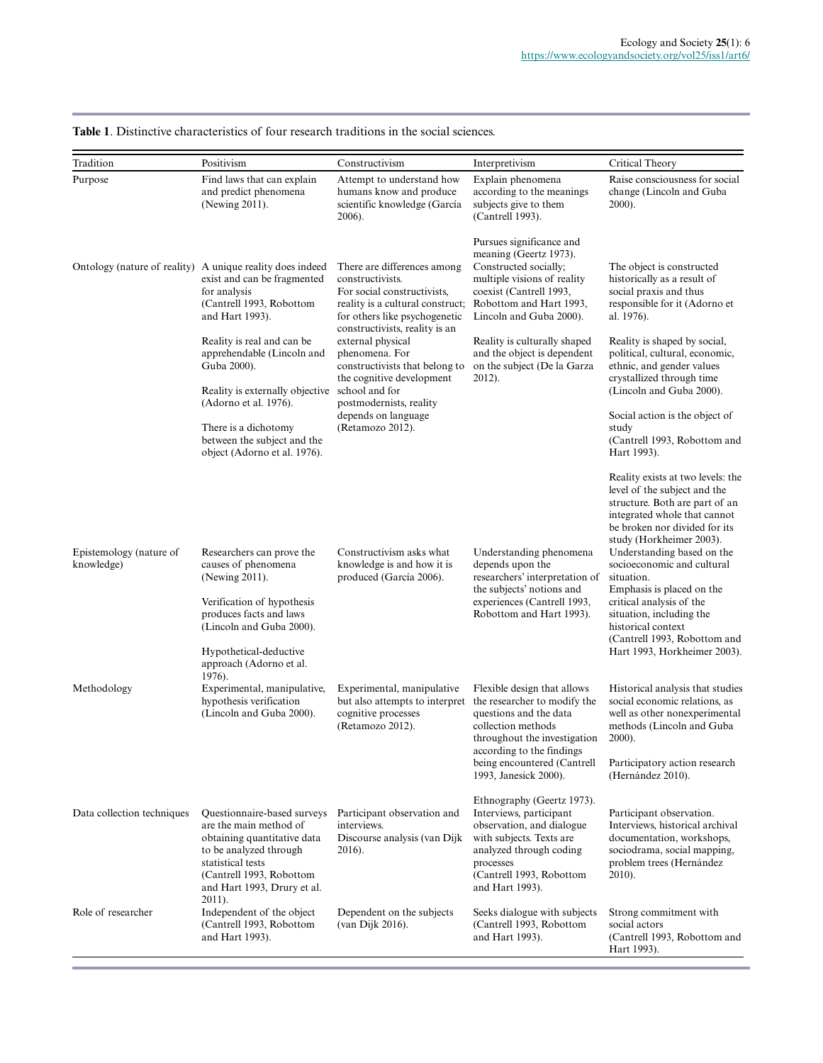**Table 1**. Distinctive characteristics of four research traditions in the social sciences.

| Tradition | Positivism | Constructivism | Interpretivism | Critical Theory |
|---|---|---|---|---|
| Purpose | Find laws that can explain and predict phenomena (Newing 2011). | Attempt to understand how humans know and produce scientific knowledge (García 2006). | Explain phenomena according to the meanings subjects give to them (Cantrell 1993).<br><br>Pursues significance and meaning (Geertz 1973). | Raise consciousness for social change (Lincoln and Guba 2000). |
| Ontology (nature of reality) | A unique reality does indeed exist and can be fragmented for analysis (Cantrell 1993, Robottom and Hart 1993).<br><br>Reality is real and can be apprehendable (Lincoln and Guba 2000).<br><br>Reality is externally objective (Adorno et al. 1976).<br><br>There is a dichotomy between the subject and the object (Adorno et al. 1976). | There are differences among constructivists.<br>For social constructivists, reality is a cultural construct; for others like psychogenetic constructivists, reality is an external physical phenomena. For constructivists that belong to the cognitive development school and for postmodernists, reality depends on language (Retamozo 2012). | Constructed socially; multiple visions of reality coexist (Cantrell 1993, Robottom and Hart 1993, Lincoln and Guba 2000).<br><br>Reality is culturally shaped and the object is dependent on the subject (De la Garza 2012). | The object is constructed historically as a result of social praxis and thus responsible for it (Adorno et al. 1976).<br><br>Reality is shaped by social, political, cultural, economic, ethnic, and gender values crystallized through time (Lincoln and Guba 2000).<br><br>Social action is the object of study (Cantrell 1993, Robottom and Hart 1993).<br><br>Reality exists at two levels: the level of the subject and the structure. Both are part of an integrated whole that cannot be broken nor divided for its study (Horkheimer 2003). |
| Epistemology (nature of knowledge) | Researchers can prove the causes of phenomena (Newing 2011).<br><br>Verification of hypothesis produces facts and laws (Lincoln and Guba 2000).<br><br>Hypothetical-deductive approach (Adorno et al. 1976). | Constructivism asks what knowledge is and how it is produced (García 2006). | Understanding phenomena depends upon the researchers' interpretation of the subjects' notions and experiences (Cantrell 1993, Robottom and Hart 1993). | Understanding based on the socioeconomic and cultural situation.<br>Emphasis is placed on the critical analysis of the situation, including the historical context (Cantrell 1993, Robottom and Hart 1993, Horkheimer 2003). |
| Methodology | Experimental, manipulative, hypothesis verification (Lincoln and Guba 2000). | Experimental, manipulative but also attempts to interpret cognitive processes (Retamozo 2012). | Flexible design that allows the researcher to modify the questions and the data collection methods throughout the investigation according to the findings being encountered (Cantrell 1993, Janesick 2000). | Historical analysis that studies social economic relations, as well as other nonexperimental methods (Lincoln and Guba 2000).<br><br>Participatory action research (Hernández 2010). |
| Data collection techniques | Questionnaire-based surveys are the main method of obtaining quantitative data to be analyzed through statistical tests (Cantrell 1993, Robottom and Hart 1993, Drury et al. 2011). | Participant observation and interviews.<br>Discourse analysis (van Dijk 2016). | Ethnography (Geertz 1973).<br>Interviews, participant observation, and dialogue with subjects. Texts are analyzed through coding processes (Cantrell 1993, Robottom and Hart 1993). | Participant observation. Interviews, historical archival documentation, workshops, sociodrama, social mapping, problem trees (Hernández 2010). |
| Role of researcher | Independent of the object (Cantrell 1993, Robottom and Hart 1993). | Dependent on the subjects (van Dijk 2016). | Seeks dialogue with subjects (Cantrell 1993, Robottom and Hart 1993). | Strong commitment with social actors (Cantrell 1993, Robottom and Hart 1993). |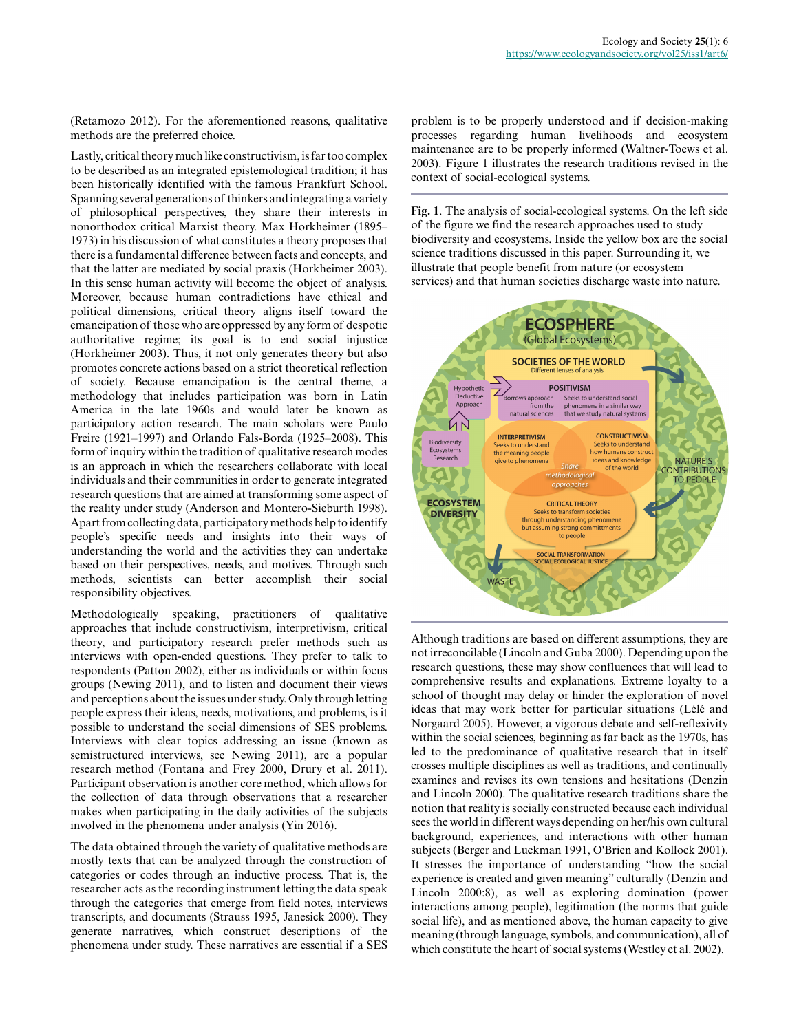(Retamozo 2012). For the aforementioned reasons, qualitative methods are the preferred choice.

Lastly, critical theory much like constructivism, is far too complex to be described as an integrated epistemological tradition; it has been historically identified with the famous Frankfurt School. Spanning several generations of thinkers and integrating a variety of philosophical perspectives, they share their interests in nonorthodox critical Marxist theory. Max Horkheimer (1895–1973) in his discussion of what constitutes a theory proposes that there is a fundamental difference between facts and concepts, and that the latter are mediated by social praxis (Horkheimer 2003). In this sense human activity will become the object of analysis. Moreover, because human contradictions have ethical and political dimensions, critical theory aligns itself toward the emancipation of those who are oppressed by any form of despotic authoritative regime; its goal is to end social injustice (Horkheimer 2003). Thus, it not only generates theory but also promotes concrete actions based on a strict theoretical reflection of society. Because emancipation is the central theme, a methodology that includes participation was born in Latin America in the late 1960s and would later be known as participatory action research. The main scholars were Paulo Freire (1921–1997) and Orlando Fals-Borda (1925–2008). This form of inquiry within the tradition of qualitative research modes is an approach in which the researchers collaborate with local individuals and their communities in order to generate integrated research questions that are aimed at transforming some aspect of the reality under study (Anderson and Montero-Sieburth 1998). Apart from collecting data, participatory methods help to identify people's specific needs and insights into their ways of understanding the world and the activities they can undertake based on their perspectives, needs, and motives. Through such methods, scientists can better accomplish their social responsibility objectives.

Methodologically speaking, practitioners of qualitative approaches that include constructivism, interpretivism, critical theory, and participatory research prefer methods such as interviews with open-ended questions. They prefer to talk to respondents (Patton 2002), either as individuals or within focus groups (Newing 2011), and to listen and document their views and perceptions about the issues under study. Only through letting people express their ideas, needs, motivations, and problems, is it possible to understand the social dimensions of SES problems. Interviews with clear topics addressing an issue (known as semistructured interviews, see Newing 2011), are a popular research method (Fontana and Frey 2000, Drury et al. 2011). Participant observation is another core method, which allows for the collection of data through observations that a researcher makes when participating in the daily activities of the subjects involved in the phenomena under analysis (Yin 2016).

The data obtained through the variety of qualitative methods are mostly texts that can be analyzed through the construction of categories or codes through an inductive process. That is, the researcher acts as the recording instrument letting the data speak through the categories that emerge from field notes, interviews transcripts, and documents (Strauss 1995, Janesick 2000). They generate narratives, which construct descriptions of the phenomena under study. These narratives are essential if a SES problem is to be properly understood and if decision-making processes regarding human livelihoods and ecosystem maintenance are to be properly informed (Waltner-Toews et al. 2003). Figure 1 illustrates the research traditions revised in the context of social-ecological systems.

**Fig. 1**. The analysis of social-ecological systems. On the left side of the figure we find the research approaches used to study biodiversity and ecosystems. Inside the yellow box are the social science traditions discussed in this paper. Surrounding it, we illustrate that people benefit from nature (or ecosystem services) and that human societies discharge waste into nature.

Although traditions are based on different assumptions, they are not irreconcilable (Lincoln and Guba 2000). Depending upon the research questions, these may show confluences that will lead to comprehensive results and explanations. Extreme loyalty to a school of thought may delay or hinder the exploration of novel ideas that may work better for particular situations (Lélé and Norgaard 2005). However, a vigorous debate and self-reflexivity within the social sciences, beginning as far back as the 1970s, has led to the predominance of qualitative research that in itself crosses multiple disciplines as well as traditions, and continually examines and revises its own tensions and hesitations (Denzin and Lincoln 2000). The qualitative research traditions share the notion that reality is socially constructed because each individual sees the world in different ways depending on her/his own cultural background, experiences, and interactions with other human subjects (Berger and Luckman 1991, O'Brien and Kollock 2001). It stresses the importance of understanding "how the social experience is created and given meaning" culturally (Denzin and Lincoln 2000:8), as well as exploring domination (power interactions among people), legitimation (the norms that guide social life), and as mentioned above, the human capacity to give meaning (through language, symbols, and communication), all of which constitute the heart of social systems (Westley et al. 2002).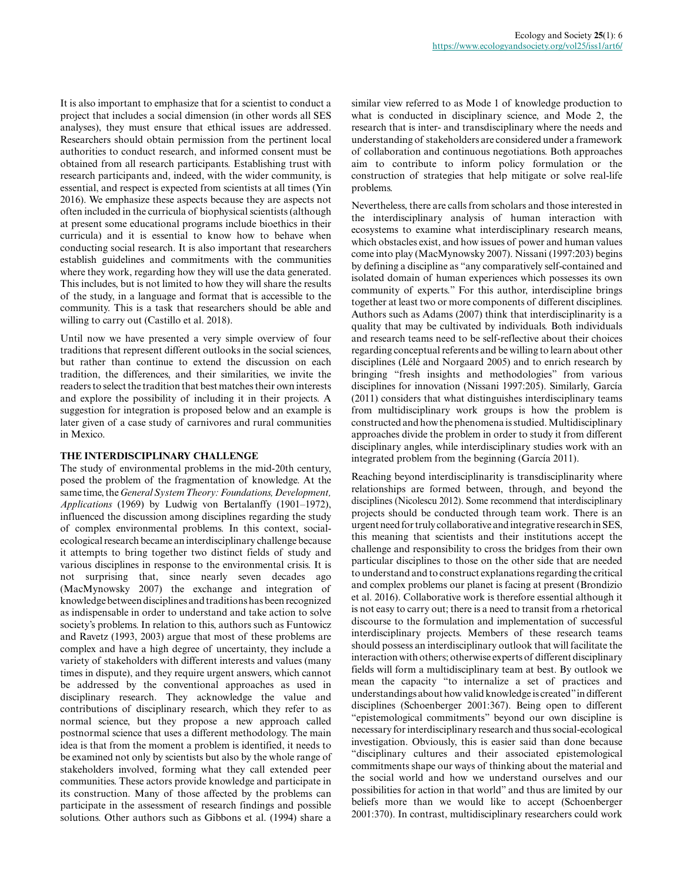It is also important to emphasize that for a scientist to conduct a project that includes a social dimension (in other words all SES analyses), they must ensure that ethical issues are addressed. Researchers should obtain permission from the pertinent local authorities to conduct research, and informed consent must be obtained from all research participants. Establishing trust with research participants and, indeed, with the wider community, is essential, and respect is expected from scientists at all times (Yin 2016). We emphasize these aspects because they are aspects not often included in the curricula of biophysical scientists (although at present some educational programs include bioethics in their curricula) and it is essential to know how to behave when conducting social research. It is also important that researchers establish guidelines and commitments with the communities where they work, regarding how they will use the data generated. This includes, but is not limited to how they will share the results of the study, in a language and format that is accessible to the community. This is a task that researchers should be able and willing to carry out (Castillo et al. 2018).

Until now we have presented a very simple overview of four traditions that represent different outlooks in the social sciences, but rather than continue to extend the discussion on each tradition, the differences, and their similarities, we invite the readers to select the tradition that best matches their own interests and explore the possibility of including it in their projects. A suggestion for integration is proposed below and an example is later given of a case study of carnivores and rural communities in Mexico.

## THE INTERDISCIPLINARY CHALLENGE

The study of environmental problems in the mid-20th century, posed the problem of the fragmentation of knowledge. At the same time, the *General System Theory: Foundations, Development, Applications* (1969) by Ludwig von Bertalanffy (1901–1972), influenced the discussion among disciplines regarding the study of complex environmental problems. In this context, social-ecological research became an interdisciplinary challenge because it attempts to bring together two distinct fields of study and various disciplines in response to the environmental crisis. It is not surprising that, since nearly seven decades ago (MacMynowsky 2007) the exchange and integration of knowledge between disciplines and traditions has been recognized as indispensable in order to understand and take action to solve society's problems. In relation to this, authors such as Funtowicz and Ravetz (1993, 2003) argue that most of these problems are complex and have a high degree of uncertainty, they include a variety of stakeholders with different interests and values (many times in dispute), and they require urgent answers, which cannot be addressed by the conventional approaches as used in disciplinary research. They acknowledge the value and contributions of disciplinary research, which they refer to as normal science, but they propose a new approach called postnormal science that uses a different methodology. The main idea is that from the moment a problem is identified, it needs to be examined not only by scientists but also by the whole range of stakeholders involved, forming what they call extended peer communities. These actors provide knowledge and participate in its construction. Many of those affected by the problems can participate in the assessment of research findings and possible solutions. Other authors such as Gibbons et al. (1994) share a similar view referred to as Mode 1 of knowledge production to what is conducted in disciplinary science, and Mode 2, the research that is inter- and transdisciplinary where the needs and understanding of stakeholders are considered under a framework of collaboration and continuous negotiations. Both approaches aim to contribute to inform policy formulation or the construction of strategies that help mitigate or solve real-life problems.

Nevertheless, there are calls from scholars and those interested in the interdisciplinary analysis of human interaction with ecosystems to examine what interdisciplinary research means, which obstacles exist, and how issues of power and human values come into play (MacMynowsky 2007). Nissani (1997:203) begins by defining a discipline as "any comparatively self-contained and isolated domain of human experiences which possesses its own community of experts." For this author, interdiscipline brings together at least two or more components of different disciplines. Authors such as Adams (2007) think that interdisciplinarity is a quality that may be cultivated by individuals. Both individuals and research teams need to be self-reflective about their choices regarding conceptual referents and be willing to learn about other disciplines (Lélé and Norgaard 2005) and to enrich research by bringing "fresh insights and methodologies" from various disciplines for innovation (Nissani 1997:205). Similarly, García (2011) considers that what distinguishes interdisciplinary teams from multidisciplinary work groups is how the problem is constructed and how the phenomena is studied. Multidisciplinary approaches divide the problem in order to study it from different disciplinary angles, while interdisciplinary studies work with an integrated problem from the beginning (García 2011).

Reaching beyond interdisciplinarity is transdisciplinarity where relationships are formed between, through, and beyond the disciplines (Nicolescu 2012). Some recommend that interdisciplinary projects should be conducted through team work. There is an urgent need for truly collaborative and integrative research in SES, this meaning that scientists and their institutions accept the challenge and responsibility to cross the bridges from their own particular disciplines to those on the other side that are needed to understand and to construct explanations regarding the critical and complex problems our planet is facing at present (Brondizio et al. 2016). Collaborative work is therefore essential although it is not easy to carry out; there is a need to transit from a rhetorical discourse to the formulation and implementation of successful interdisciplinary projects. Members of these research teams should possess an interdisciplinary outlook that will facilitate the interaction with others; otherwise experts of different disciplinary fields will form a multidisciplinary team at best. By outlook we mean the capacity "to internalize a set of practices and understandings about how valid knowledge is created" in different disciplines (Schoenberger 2001:367). Being open to different "epistemological commitments" beyond our own discipline is necessary for interdisciplinary research and thus social-ecological investigation. Obviously, this is easier said than done because "disciplinary cultures and their associated epistemological commitments shape our ways of thinking about the material and the social world and how we understand ourselves and our possibilities for action in that world" and thus are limited by our beliefs more than we would like to accept (Schoenberger 2001:370). In contrast, multidisciplinary researchers could work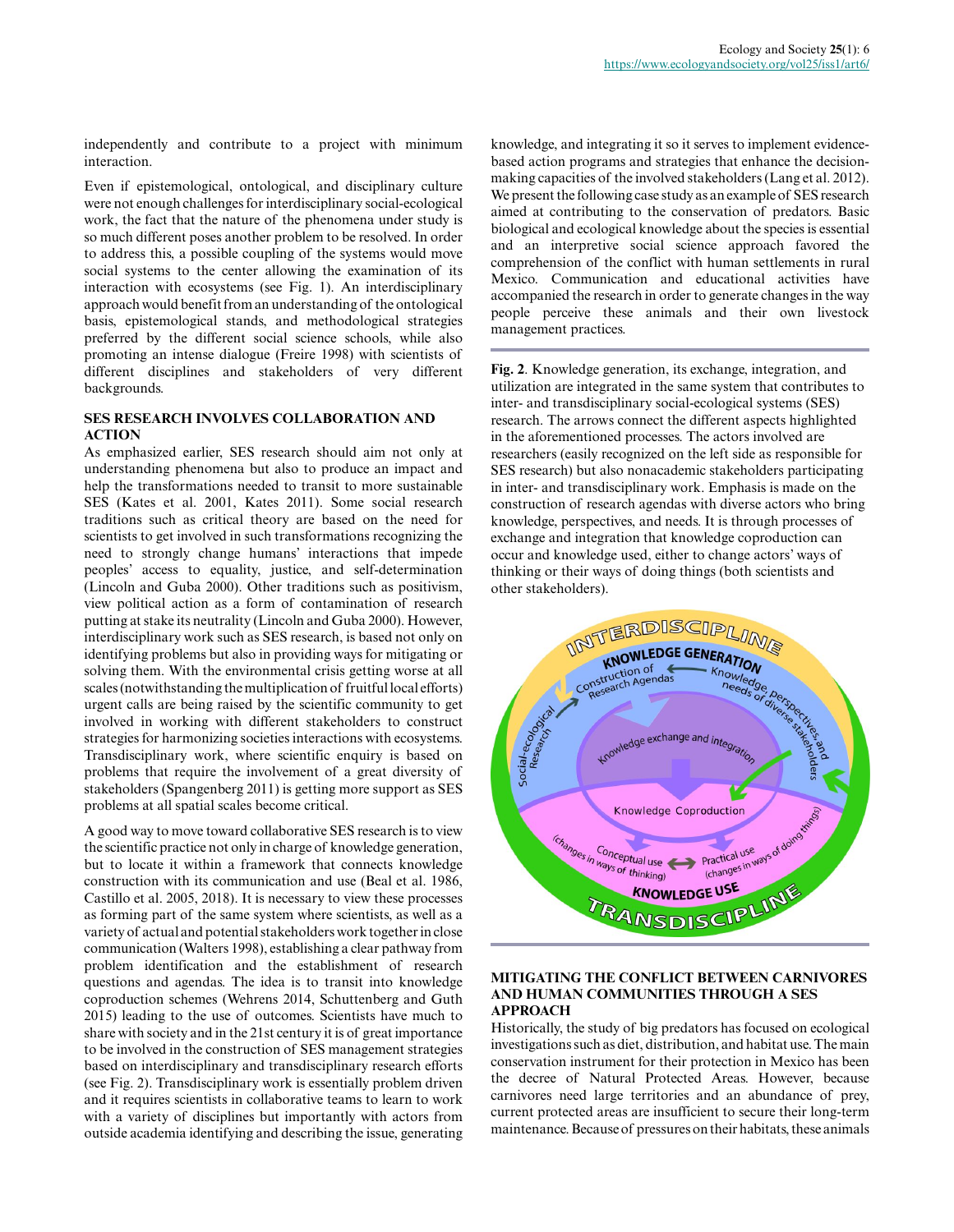independently and contribute to a project with minimum interaction.

Even if epistemological, ontological, and disciplinary culture were not enough challenges for interdisciplinary social-ecological work, the fact that the nature of the phenomena under study is so much different poses another problem to be resolved. In order to address this, a possible coupling of the systems would move social systems to the center allowing the examination of its interaction with ecosystems (see Fig. 1). An interdisciplinary approach would benefit from an understanding of the ontological basis, epistemological stands, and methodological strategies preferred by the different social science schools, while also promoting an intense dialogue (Freire 1998) with scientists of different disciplines and stakeholders of very different backgrounds.

## SES RESEARCH INVOLVES COLLABORATION AND ACTION

As emphasized earlier, SES research should aim not only at understanding phenomena but also to produce an impact and help the transformations needed to transit to more sustainable SES (Kates et al. 2001, Kates 2011). Some social research traditions such as critical theory are based on the need for scientists to get involved in such transformations recognizing the need to strongly change humans' interactions that impede peoples' access to equality, justice, and self-determination (Lincoln and Guba 2000). Other traditions such as positivism, view political action as a form of contamination of research putting at stake its neutrality (Lincoln and Guba 2000). However, interdisciplinary work such as SES research, is based not only on identifying problems but also in providing ways for mitigating or solving them. With the environmental crisis getting worse at all scales (notwithstanding the multiplication of fruitful local efforts) urgent calls are being raised by the scientific community to get involved in working with different stakeholders to construct strategies for harmonizing societies interactions with ecosystems. Transdisciplinary work, where scientific enquiry is based on problems that require the involvement of a great diversity of stakeholders (Spangenberg 2011) is getting more support as SES problems at all spatial scales become critical.

A good way to move toward collaborative SES research is to view the scientific practice not only in charge of knowledge generation, but to locate it within a framework that connects knowledge construction with its communication and use (Beal et al. 1986, Castillo et al. 2005, 2018). It is necessary to view these processes as forming part of the same system where scientists, as well as a variety of actual and potential stakeholders work together in close communication (Walters 1998), establishing a clear pathway from problem identification and the establishment of research questions and agendas. The idea is to transit into knowledge coproduction schemes (Wehrens 2014, Schuttenberg and Guth 2015) leading to the use of outcomes. Scientists have much to share with society and in the 21st century it is of great importance to be involved in the construction of SES management strategies based on interdisciplinary and transdisciplinary research efforts (see Fig. 2). Transdisciplinary work is essentially problem driven and it requires scientists in collaborative teams to learn to work with a variety of disciplines but importantly with actors from outside academia identifying and describing the issue, generating knowledge, and integrating it so it serves to implement evidence-based action programs and strategies that enhance the decision-making capacities of the involved stakeholders (Lang et al. 2012). We present the following case study as an example of SES research aimed at contributing to the conservation of predators. Basic biological and ecological knowledge about the species is essential and an interpretive social science approach favored the comprehension of the conflict with human settlements in rural Mexico. Communication and educational activities have accompanied the research in order to generate changes in the way people perceive these animals and their own livestock management practices.

**Fig. 2**. Knowledge generation, its exchange, integration, and utilization are integrated in the same system that contributes to inter- and transdisciplinary social-ecological systems (SES) research. The arrows connect the different aspects highlighted in the aforementioned processes. The actors involved are researchers (easily recognized on the left side as responsible for SES research) but also nonacademic stakeholders participating in inter- and transdisciplinary work. Emphasis is made on the construction of research agendas with diverse actors who bring knowledge, perspectives, and needs. It is through processes of exchange and integration that knowledge coproduction can occur and knowledge used, either to change actors' ways of thinking or their ways of doing things (both scientists and other stakeholders).

## MITIGATING THE CONFLICT BETWEEN CARNIVORES AND HUMAN COMMUNITIES THROUGH A SES APPROACH

Historically, the study of big predators has focused on ecological investigations such as diet, distribution, and habitat use. The main conservation instrument for their protection in Mexico has been the decree of Natural Protected Areas. However, because carnivores need large territories and an abundance of prey, current protected areas are insufficient to secure their long-term maintenance. Because of pressures on their habitats, these animals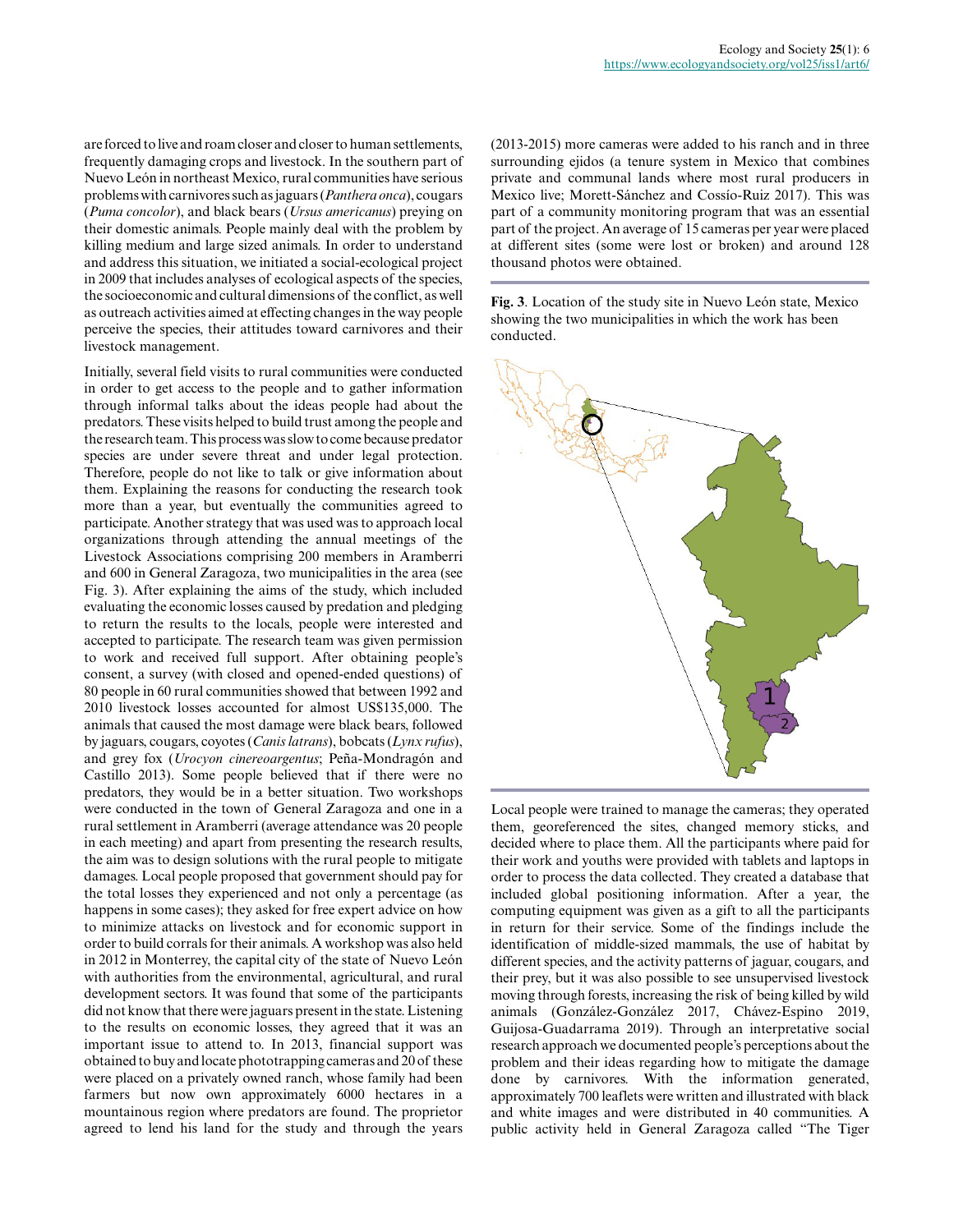are forced to live and roam closer and closer to human settlements, frequently damaging crops and livestock. In the southern part of Nuevo León in northeast Mexico, rural communities have serious problems with carnivores such as jaguars (*Panthera onca*), cougars (*Puma concolor*), and black bears (*Ursus americanus*) preying on their domestic animals. People mainly deal with the problem by killing medium and large sized animals. In order to understand and address this situation, we initiated a social-ecological project in 2009 that includes analyses of ecological aspects of the species, the socioeconomic and cultural dimensions of the conflict, as well as outreach activities aimed at effecting changes in the way people perceive the species, their attitudes toward carnivores and their livestock management.

Initially, several field visits to rural communities were conducted in order to get access to the people and to gather information through informal talks about the ideas people had about the predators. These visits helped to build trust among the people and the research team. This process was slow to come because predator species are under severe threat and under legal protection. Therefore, people do not like to talk or give information about them. Explaining the reasons for conducting the research took more than a year, but eventually the communities agreed to participate. Another strategy that was used was to approach local organizations through attending the annual meetings of the Livestock Associations comprising 200 members in Aramberri and 600 in General Zaragoza, two municipalities in the area (see Fig. 3). After explaining the aims of the study, which included evaluating the economic losses caused by predation and pledging to return the results to the locals, people were interested and accepted to participate. The research team was given permission to work and received full support. After obtaining people's consent, a survey (with closed and opened-ended questions) of 80 people in 60 rural communities showed that between 1992 and 2010 livestock losses accounted for almost US$135,000. The animals that caused the most damage were black bears, followed by jaguars, cougars, coyotes (*Canis latrans*), bobcats (*Lynx rufus*), and grey fox (*Urocyon cinereoargentus*; Peña-Mondragón and Castillo 2013). Some people believed that if there were no predators, they would be in a better situation. Two workshops were conducted in the town of General Zaragoza and one in a rural settlement in Aramberri (average attendance was 20 people in each meeting) and apart from presenting the research results, the aim was to design solutions with the rural people to mitigate damages. Local people proposed that government should pay for the total losses they experienced and not only a percentage (as happens in some cases); they asked for free expert advice on how to minimize attacks on livestock and for economic support in order to build corrals for their animals. A workshop was also held in 2012 in Monterrey, the capital city of the state of Nuevo León with authorities from the environmental, agricultural, and rural development sectors. It was found that some of the participants did not know that there were jaguars present in the state. Listening to the results on economic losses, they agreed that it was an important issue to attend to. In 2013, financial support was obtained to buy and locate phototrapping cameras and 20 of these were placed on a privately owned ranch, whose family had been farmers but now own approximately 6000 hectares in a mountainous region where predators are found. The proprietor agreed to lend his land for the study and through the years (2013-2015) more cameras were added to his ranch and in three surrounding ejidos (a tenure system in Mexico that combines private and communal lands where most rural producers in Mexico live; Morett-Sánchez and Cossío-Ruiz 2017). This was part of a community monitoring program that was an essential part of the project. An average of 15 cameras per year were placed at different sites (some were lost or broken) and around 128 thousand photos were obtained.

**Fig. 3**. Location of the study site in Nuevo León state, Mexico showing the two municipalities in which the work has been conducted.

Local people were trained to manage the cameras; they operated them, georeferenced the sites, changed memory sticks, and decided where to place them. All the participants where paid for their work and youths were provided with tablets and laptops in order to process the data collected. They created a database that included global positioning information. After a year, the computing equipment was given as a gift to all the participants in return for their service. Some of the findings include the identification of middle-sized mammals, the use of habitat by different species, and the activity patterns of jaguar, cougars, and their prey, but it was also possible to see unsupervised livestock moving through forests, increasing the risk of being killed by wild animals (González-González 2017, Chávez-Espino 2019, Guijosa-Guadarrama 2019). Through an interpretative social research approach we documented people's perceptions about the problem and their ideas regarding how to mitigate the damage done by carnivores. With the information generated, approximately 700 leaflets were written and illustrated with black and white images and were distributed in 40 communities. A public activity held in General Zaragoza called "The Tiger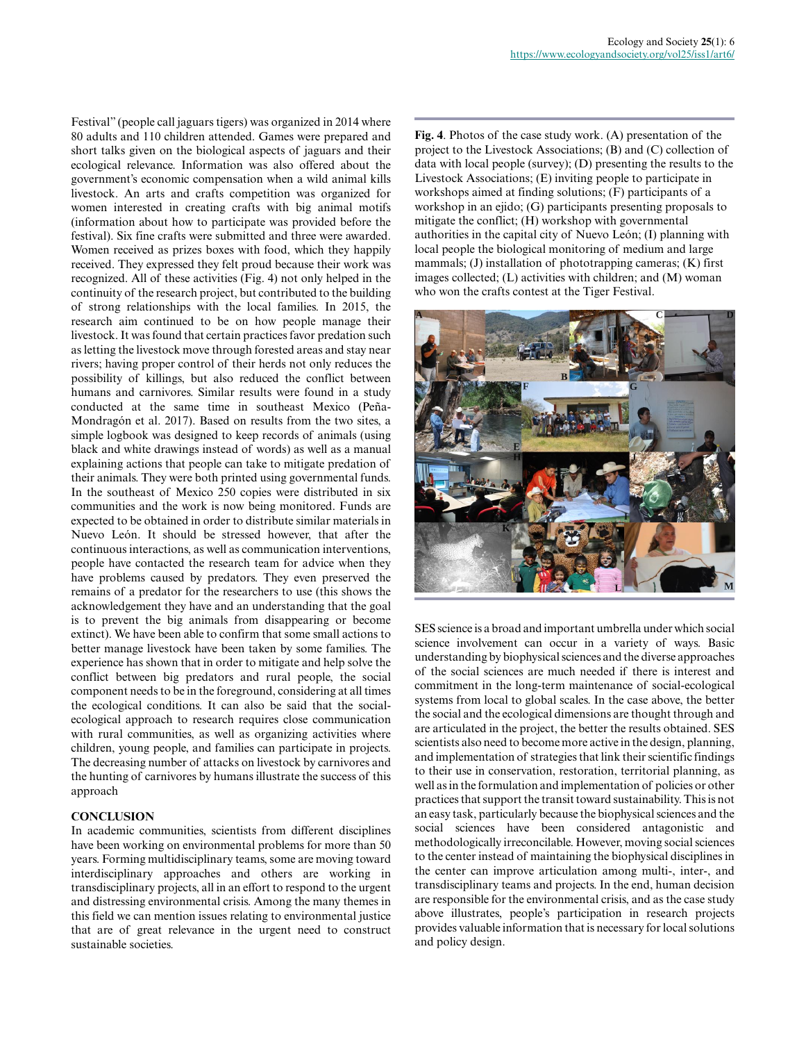Festival" (people call jaguars tigers) was organized in 2014 where 80 adults and 110 children attended. Games were prepared and short talks given on the biological aspects of jaguars and their ecological relevance. Information was also offered about the government's economic compensation when a wild animal kills livestock. An arts and crafts competition was organized for women interested in creating crafts with big animal motifs (information about how to participate was provided before the festival). Six fine crafts were submitted and three were awarded. Women received as prizes boxes with food, which they happily received. They expressed they felt proud because their work was recognized. All of these activities (Fig. 4) not only helped in the continuity of the research project, but contributed to the building of strong relationships with the local families. In 2015, the research aim continued to be on how people manage their livestock. It was found that certain practices favor predation such as letting the livestock move through forested areas and stay near rivers; having proper control of their herds not only reduces the possibility of killings, but also reduced the conflict between humans and carnivores. Similar results were found in a study conducted at the same time in southeast Mexico (Peña-Mondragón et al. 2017). Based on results from the two sites, a simple logbook was designed to keep records of animals (using black and white drawings instead of words) as well as a manual explaining actions that people can take to mitigate predation of their animals. They were both printed using governmental funds. In the southeast of Mexico 250 copies were distributed in six communities and the work is now being monitored. Funds are expected to be obtained in order to distribute similar materials in Nuevo León. It should be stressed however, that after the continuous interactions, as well as communication interventions, people have contacted the research team for advice when they have problems caused by predators. They even preserved the remains of a predator for the researchers to use (this shows the acknowledgement they have and an understanding that the goal is to prevent the big animals from disappearing or become extinct). We have been able to confirm that some small actions to better manage livestock have been taken by some families. The experience has shown that in order to mitigate and help solve the conflict between big predators and rural people, the social component needs to be in the foreground, considering at all times the ecological conditions. It can also be said that the social-ecological approach to research requires close communication with rural communities, as well as organizing activities where children, young people, and families can participate in projects. The decreasing number of attacks on livestock by carnivores and the hunting of carnivores by humans illustrate the success of this approach

**Fig. 4**. Photos of the case study work. (A) presentation of the project to the Livestock Associations; (B) and (C) collection of data with local people (survey); (D) presenting the results to the Livestock Associations; (E) inviting people to participate in workshops aimed at finding solutions; (F) participants of a workshop in an ejido; (G) participants presenting proposals to mitigate the conflict; (H) workshop with governmental authorities in the capital city of Nuevo León; (I) planning with local people the biological monitoring of medium and large mammals; (J) installation of phototrapping cameras; (K) first images collected; (L) activities with children; and (M) woman who won the crafts contest at the Tiger Festival.

## CONCLUSION

In academic communities, scientists from different disciplines have been working on environmental problems for more than 50 years. Forming multidisciplinary teams, some are moving toward interdisciplinary approaches and others are working in transdisciplinary projects, all in an effort to respond to the urgent and distressing environmental crisis. Among the many themes in this field we can mention issues relating to environmental justice that are of great relevance in the urgent need to construct sustainable societies.

SES science is a broad and important umbrella under which social science involvement can occur in a variety of ways. Basic understanding by biophysical sciences and the diverse approaches of the social sciences are much needed if there is interest and commitment in the long-term maintenance of social-ecological systems from local to global scales. In the case above, the better the social and the ecological dimensions are thought through and are articulated in the project, the better the results obtained. SES scientists also need to become more active in the design, planning, and implementation of strategies that link their scientific findings to their use in conservation, restoration, territorial planning, as well as in the formulation and implementation of policies or other practices that support the transit toward sustainability. This is not an easy task, particularly because the biophysical sciences and the social sciences have been considered antagonistic and methodologically irreconcilable. However, moving social sciences to the center instead of maintaining the biophysical disciplines in the center can improve articulation among multi-, inter-, and transdisciplinary teams and projects. In the end, human decision are responsible for the environmental crisis, and as the case study above illustrates, people's participation in research projects provides valuable information that is necessary for local solutions and policy design.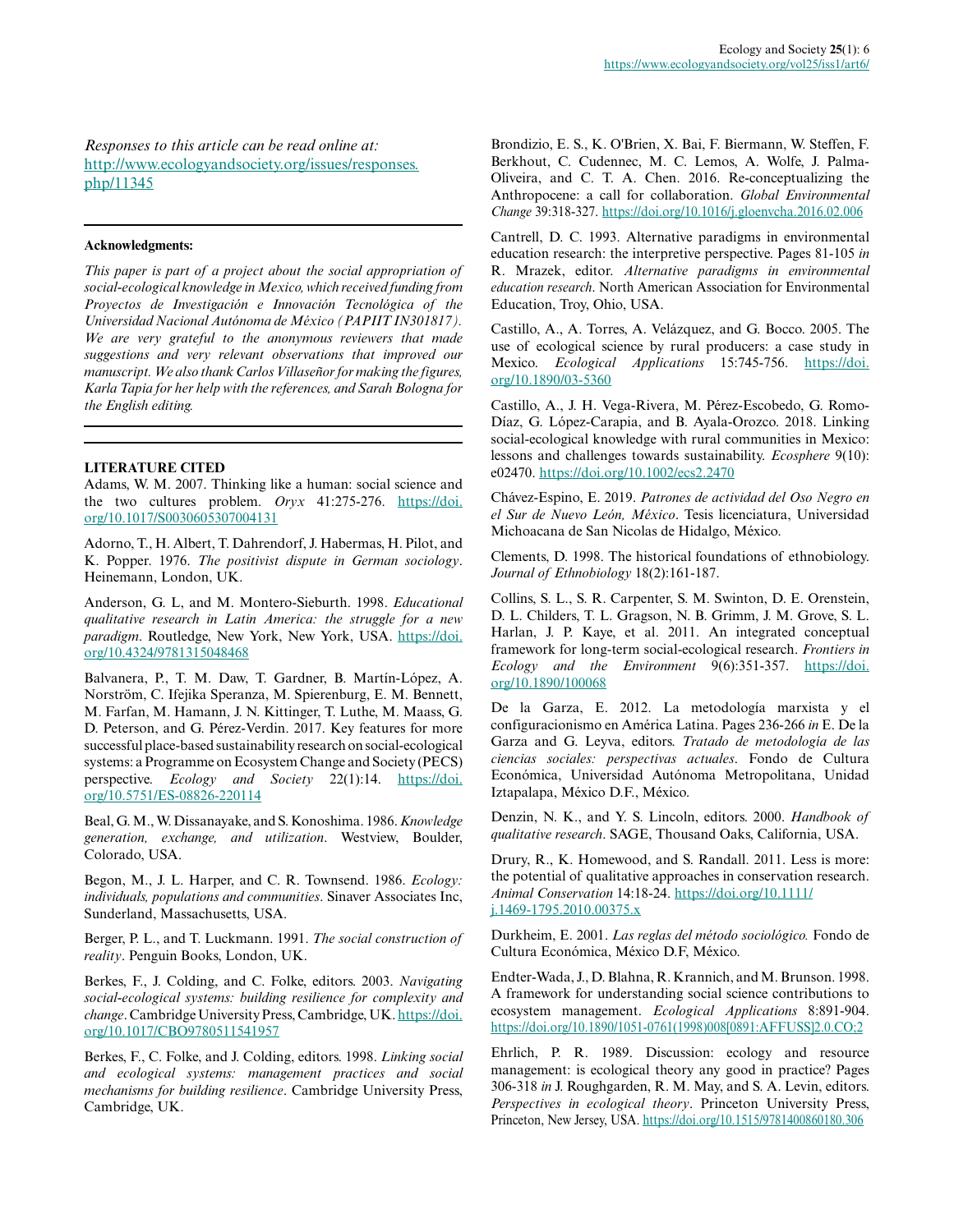*Responses to this article can be read online at:*
http://www.ecologyandsociety.org/issues/responses.php/11345

---

**Acknowledgments:**

*This paper is part of a project about the social appropriation of social-ecological knowledge in Mexico, which received funding from Proyectos de Investigación e Innovación Tecnológica of the Universidad Nacional Autónoma de México (PAPIIT IN301817). We are very grateful to the anonymous reviewers that made suggestions and very relevant observations that improved our manuscript. We also thank Carlos Villaseñor for making the figures, Karla Tapia for her help with the references, and Sarah Bologna for the English editing.*

---

**LITERATURE CITED**

Adams, W. M. 2007. Thinking like a human: social science and the two cultures problem. *Oryx* 41:275-276. https://doi.org/10.1017/S0030605307004131

Adorno, T., H. Albert, T. Dahrendorf, J. Habermas, H. Pilot, and K. Popper. 1976. *The positivist dispute in German sociology*. Heinemann, London, UK.

Anderson, G. L, and M. Montero-Sieburth. 1998. *Educational qualitative research in Latin America: the struggle for a new paradigm*. Routledge, New York, New York, USA. https://doi.org/10.4324/9781315048468

Balvanera, P., T. M. Daw, T. Gardner, B. Martín-López, A. Norström, C. Ifejika Speranza, M. Spierenburg, E. M. Bennett, M. Farfan, M. Hamann, J. N. Kittinger, T. Luthe, M. Maass, G. D. Peterson, and G. Pérez-Verdin. 2017. Key features for more successful place-based sustainability research on social-ecological systems: a Programme on Ecosystem Change and Society (PECS) perspective. *Ecology and Society* 22(1):14. https://doi.org/10.5751/ES-08826-220114

Beal, G. M., W. Dissanayake, and S. Konoshima. 1986. *Knowledge generation, exchange, and utilization*. Westview, Boulder, Colorado, USA.

Begon, M., J. L. Harper, and C. R. Townsend. 1986. *Ecology: individuals, populations and communities*. Sinaver Associates Inc, Sunderland, Massachusetts, USA.

Berger, P. L., and T. Luckmann. 1991. *The social construction of reality*. Penguin Books, London, UK.

Berkes, F., J. Colding, and C. Folke, editors. 2003. *Navigating social-ecological systems: building resilience for complexity and change*. Cambridge University Press, Cambridge, UK. https://doi.org/10.1017/CBO9780511541957

Berkes, F., C. Folke, and J. Colding, editors. 1998. *Linking social and ecological systems: management practices and social mechanisms for building resilience*. Cambridge University Press, Cambridge, UK.

Brondizio, E. S., K. O'Brien, X. Bai, F. Biermann, W. Steffen, F. Berkhout, C. Cudennec, M. C. Lemos, A. Wolfe, J. Palma-Oliveira, and C. T. A. Chen. 2016. Re-conceptualizing the Anthropocene: a call for collaboration. *Global Environmental Change* 39:318-327. https://doi.org/10.1016/j.gloenvcha.2016.02.006

Cantrell, D. C. 1993. Alternative paradigms in environmental education research: the interpretive perspective. Pages 81-105 *in* R. Mrazek, editor. *Alternative paradigms in environmental education research*. North American Association for Environmental Education, Troy, Ohio, USA.

Castillo, A., A. Torres, A. Velázquez, and G. Bocco. 2005. The use of ecological science by rural producers: a case study in Mexico. *Ecological Applications* 15:745-756. https://doi.org/10.1890/03-5360

Castillo, A., J. H. Vega-Rivera, M. Pérez-Escobedo, G. Romo-Díaz, G. López-Carapia, and B. Ayala-Orozco. 2018. Linking social-ecological knowledge with rural communities in Mexico: lessons and challenges towards sustainability. *Ecosphere* 9(10): e02470. https://doi.org/10.1002/ecs2.2470

Chávez-Espino, E. 2019. *Patrones de actividad del Oso Negro en el Sur de Nuevo León, México*. Tesis licenciatura, Universidad Michoacana de San Nicolas de Hidalgo, México.

Clements, D. 1998. The historical foundations of ethnobiology. *Journal of Ethnobiology* 18(2):161-187.

Collins, S. L., S. R. Carpenter, S. M. Swinton, D. E. Orenstein, D. L. Childers, T. L. Gragson, N. B. Grimm, J. M. Grove, S. L. Harlan, J. P. Kaye, et al. 2011. An integrated conceptual framework for long-term social-ecological research. *Frontiers in Ecology and the Environment* 9(6):351-357. https://doi.org/10.1890/100068

De la Garza, E. 2012. La metodología marxista y el configuracionismo en América Latina. Pages 236-266 *in* E. De la Garza and G. Leyva, editors. *Tratado de metodología de las ciencias sociales: perspectivas actuales*. Fondo de Cultura Económica, Universidad Autónoma Metropolitana, Unidad Iztapalapa, México D.F., México.

Denzin, N. K., and Y. S. Lincoln, editors. 2000. *Handbook of qualitative research*. SAGE, Thousand Oaks, California, USA.

Drury, R., K. Homewood, and S. Randall. 2011. Less is more: the potential of qualitative approaches in conservation research. *Animal Conservation* 14:18-24. https://doi.org/10.1111/j.1469-1795.2010.00375.x

Durkheim, E. 2001. *Las reglas del método sociológico.* Fondo de Cultura Económica, México D.F, México.

Endter-Wada, J., D. Blahna, R. Krannich, and M. Brunson. 1998. A framework for understanding social science contributions to ecosystem management. *Ecological Applications* 8:891-904. https://doi.org/10.1890/1051-0761(1998)008[0891:AFFUSS]2.0.CO;2

Ehrlich, P. R. 1989. Discussion: ecology and resource management: is ecological theory any good in practice? Pages 306-318 *in* J. Roughgarden, R. M. May, and S. A. Levin, editors. *Perspectives in ecological theory*. Princeton University Press, Princeton, New Jersey, USA. https://doi.org/10.1515/9781400860180.306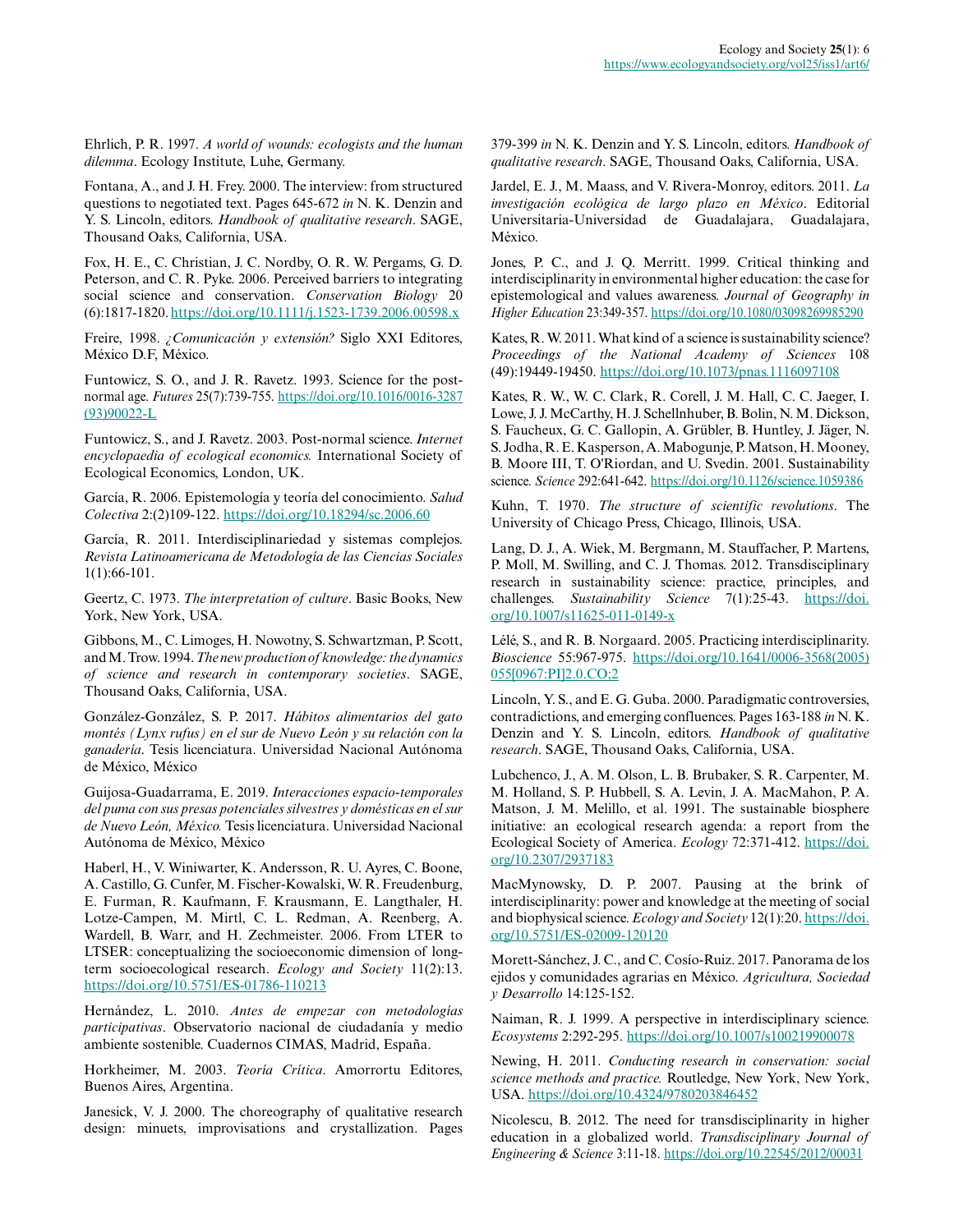Ehrlich, P. R. 1997. *A world of wounds: ecologists and the human dilemma*. Ecology Institute, Luhe, Germany.

Fontana, A., and J. H. Frey. 2000. The interview: from structured questions to negotiated text. Pages 645-672 *in* N. K. Denzin and Y. S. Lincoln, editors. *Handbook of qualitative research*. SAGE, Thousand Oaks, California, USA.

Fox, H. E., C. Christian, J. C. Nordby, O. R. W. Pergams, G. D. Peterson, and C. R. Pyke. 2006. Perceived barriers to integrating social science and conservation. *Conservation Biology* 20 (6):1817-1820. https://doi.org/10.1111/j.1523-1739.2006.00598.x

Freire, 1998. *¿Comunicación y extensión?* Siglo XXI Editores, México D.F, México.

Funtowicz, S. O., and J. R. Ravetz. 1993. Science for the post-normal age. *Futures* 25(7):739-755. https://doi.org/10.1016/0016-3287(93)90022-L

Funtowicz, S., and J. Ravetz. 2003. Post-normal science. *Internet encyclopaedia of ecological economics.* International Society of Ecological Economics, London, UK.

García, R. 2006. Epistemología y teoría del conocimiento. *Salud Colectiva* 2:(2)109-122. https://doi.org/10.18294/sc.2006.60

García, R. 2011. Interdisciplinariedad y sistemas complejos. *Revista Latinoamericana de Metodología de las Ciencias Sociales* 1(1):66-101.

Geertz, C. 1973. *The interpretation of culture*. Basic Books, New York, New York, USA.

Gibbons, M., C. Limoges, H. Nowotny, S. Schwartzman, P. Scott, and M. Trow. 1994. *The new production of knowledge: the dynamics of science and research in contemporary societies*. SAGE, Thousand Oaks, California, USA.

González-González, S. P. 2017. *Hábitos alimentarios del gato montés (Lynx rufus) en el sur de Nuevo León y su relación con la ganadería*. Tesis licenciatura. Universidad Nacional Autónoma de México, México

Guijosa-Guadarrama, E. 2019. *Interacciones espacio-temporales del puma con sus presas potenciales silvestres y domésticas en el sur de Nuevo León, México.* Tesis licenciatura. Universidad Nacional Autónoma de México, México

Haberl, H., V. Winiwarter, K. Andersson, R. U. Ayres, C. Boone, A. Castillo, G. Cunfer, M. Fischer-Kowalski, W. R. Freudenburg, E. Furman, R. Kaufmann, F. Krausmann, E. Langthaler, H. Lotze-Campen, M. Mirtl, C. L. Redman, A. Reenberg, A. Wardell, B. Warr, and H. Zechmeister. 2006. From LTER to LTSER: conceptualizing the socioeconomic dimension of long-term socioecological research. *Ecology and Society* 11(2):13. https://doi.org/10.5751/ES-01786-110213

Hernández, L. 2010. *Antes de empezar con metodologías participativas*. Observatorio nacional de ciudadanía y medio ambiente sostenible. Cuadernos CIMAS, Madrid, España.

Horkheimer, M. 2003. *Teoría Crítica*. Amorrortu Editores, Buenos Aires, Argentina.

Janesick, V. J. 2000. The choreography of qualitative research design: minuets, improvisations and crystallization. Pages 379-399 *in* N. K. Denzin and Y. S. Lincoln, editors. *Handbook of qualitative research*. SAGE, Thousand Oaks, California, USA.

Jardel, E. J., M. Maass, and V. Rivera-Monroy, editors. 2011. *La investigación ecológica de largo plazo en México*. Editorial Universitaria-Universidad de Guadalajara, Guadalajara, México.

Jones, P. C., and J. Q. Merritt. 1999. Critical thinking and interdisciplinarity in environmental higher education: the case for epistemological and values awareness. *Journal of Geography in Higher Education* 23:349-357. https://doi.org/10.1080/03098269985290

Kates, R. W. 2011. What kind of a science is sustainability science? *Proceedings of the National Academy of Sciences* 108 (49):19449-19450. https://doi.org/10.1073/pnas.1116097108

Kates, R. W., W. C. Clark, R. Corell, J. M. Hall, C. C. Jaeger, I. Lowe, J. J. McCarthy, H. J. Schellnhuber, B. Bolin, N. M. Dickson, S. Faucheux, G. C. Gallopin, A. Grübler, B. Huntley, J. Jäger, N. S. Jodha, R. E. Kasperson, A. Mabogunje, P. Matson, H. Mooney, B. Moore III, T. O'Riordan, and U. Svedin. 2001. Sustainability science. *Science* 292:641-642. https://doi.org/10.1126/science.1059386

Kuhn, T. 1970. *The structure of scientific revolutions*. The University of Chicago Press, Chicago, Illinois, USA.

Lang, D. J., A. Wiek, M. Bergmann, M. Stauffacher, P. Martens, P. Moll, M. Swilling, and C. J. Thomas. 2012. Transdisciplinary research in sustainability science: practice, principles, and challenges. *Sustainability Science* 7(1):25-43. https://doi.org/10.1007/s11625-011-0149-x

Lélé, S., and R. B. Norgaard. 2005. Practicing interdisciplinarity. *Bioscience* 55:967-975. https://doi.org/10.1641/0006-3568(2005)055[0967:PI]2.0.CO;2

Lincoln, Y. S., and E. G. Guba. 2000. Paradigmatic controversies, contradictions, and emerging confluences. Pages 163-188 *in* N. K. Denzin and Y. S. Lincoln, editors. *Handbook of qualitative research*. SAGE, Thousand Oaks, California, USA.

Lubchenco, J., A. M. Olson, L. B. Brubaker, S. R. Carpenter, M. M. Holland, S. P. Hubbell, S. A. Levin, J. A. MacMahon, P. A. Matson, J. M. Melillo, et al. 1991. The sustainable biosphere initiative: an ecological research agenda: a report from the Ecological Society of America. *Ecology* 72:371-412. https://doi.org/10.2307/2937183

MacMynowsky, D. P. 2007. Pausing at the brink of interdisciplinarity: power and knowledge at the meeting of social and biophysical science. *Ecology and Society* 12(1):20. https://doi.org/10.5751/ES-02009-120120

Morett-Sánchez, J. C., and C. Cosío-Ruiz. 2017. Panorama de los ejidos y comunidades agrarias en México. *Agricultura, Sociedad y Desarrollo* 14:125-152.

Naiman, R. J. 1999. A perspective in interdisciplinary science. *Ecosystems* 2:292-295. https://doi.org/10.1007/s100219900078

Newing, H. 2011. *Conducting research in conservation: social science methods and practice.* Routledge, New York, New York, USA. https://doi.org/10.4324/9780203846452

Nicolescu, B. 2012. The need for transdisciplinarity in higher education in a globalized world. *Transdisciplinary Journal of Engineering & Science* 3:11-18. https://doi.org/10.22545/2012/00031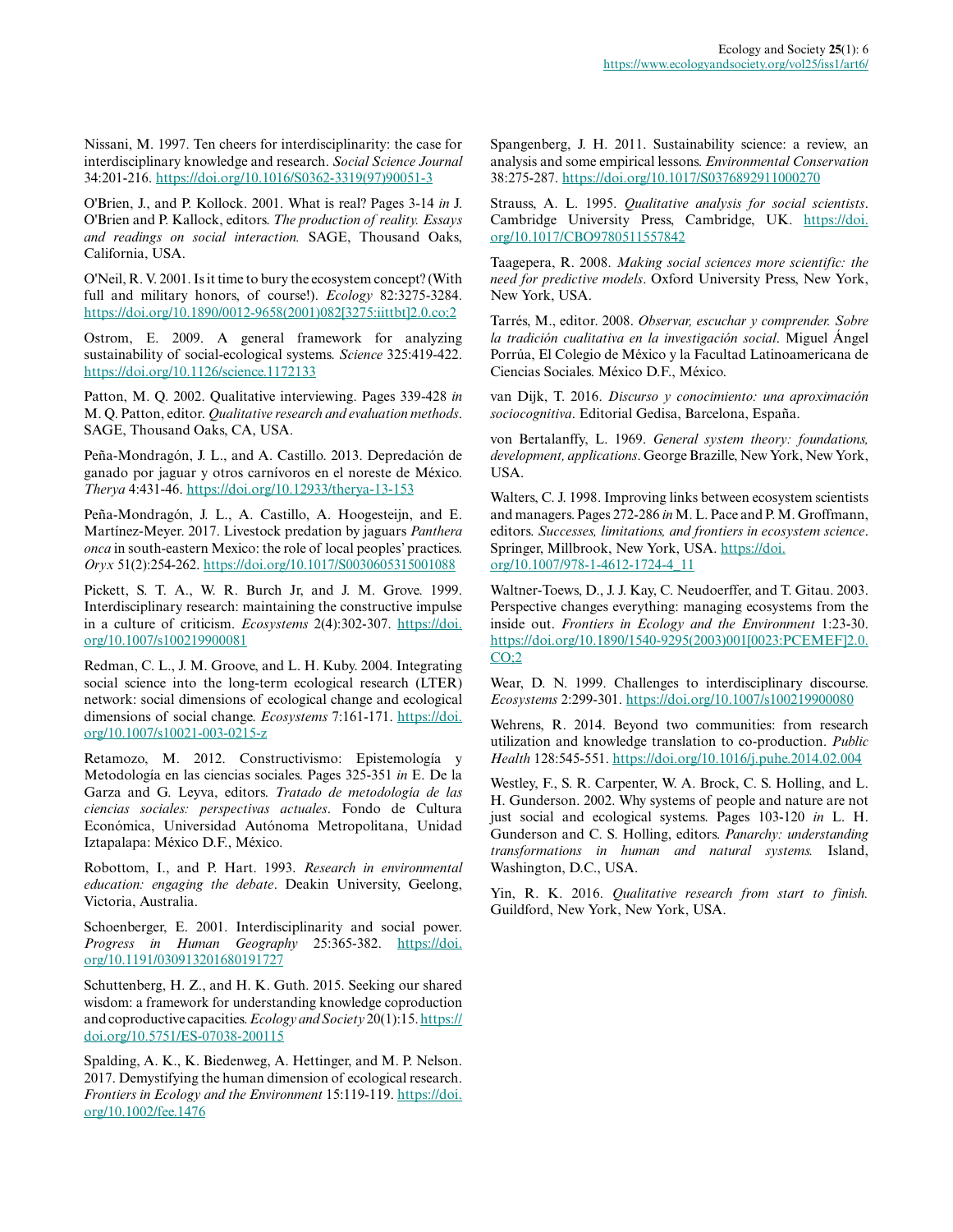Nissani, M. 1997. Ten cheers for interdisciplinarity: the case for interdisciplinary knowledge and research. *Social Science Journal* 34:201-216. https://doi.org/10.1016/S0362-3319(97)90051-3

O'Brien, J., and P. Kollock. 2001. What is real? Pages 3-14 *in* J. O'Brien and P. Kallock, editors. *The production of reality. Essays and readings on social interaction.* SAGE, Thousand Oaks, California, USA.

O'Neil, R. V. 2001. Is it time to bury the ecosystem concept? (With full and military honors, of course!). *Ecology* 82:3275-3284. https://doi.org/10.1890/0012-9658(2001)082[3275:iittbt]2.0.co;2

Ostrom, E. 2009. A general framework for analyzing sustainability of social-ecological systems. *Science* 325:419-422. https://doi.org/10.1126/science.1172133

Patton, M. Q. 2002. Qualitative interviewing. Pages 339-428 *in* M. Q. Patton, editor. *Qualitative research and evaluation methods*. SAGE, Thousand Oaks, CA, USA.

Peña-Mondragón, J. L., and A. Castillo. 2013. Depredación de ganado por jaguar y otros carnívoros en el noreste de México. *Therya* 4:431-46. https://doi.org/10.12933/therya-13-153

Peña-Mondragón, J. L., A. Castillo, A. Hoogesteijn, and E. Martínez-Meyer. 2017. Livestock predation by jaguars *Panthera onca* in south-eastern Mexico: the role of local peoples' practices. *Oryx* 51(2):254-262. https://doi.org/10.1017/S0030605315001088

Pickett, S. T. A., W. R. Burch Jr, and J. M. Grove. 1999. Interdisciplinary research: maintaining the constructive impulse in a culture of criticism. *Ecosystems* 2(4):302-307. https://doi.org/10.1007/s100219900081

Redman, C. L., J. M. Groove, and L. H. Kuby. 2004. Integrating social science into the long-term ecological research (LTER) network: social dimensions of ecological change and ecological dimensions of social change. *Ecosystems* 7:161-171. https://doi.org/10.1007/s10021-003-0215-z

Retamozo, M. 2012. Constructivismo: Epistemología y Metodología en las ciencias sociales. Pages 325-351 *in* E. De la Garza and G. Leyva, editors. *Tratado de metodología de las ciencias sociales: perspectivas actuales*. Fondo de Cultura Económica, Universidad Autónoma Metropolitana, Unidad Iztapalapa: México D.F., México.

Robottom, I., and P. Hart. 1993. *Research in environmental education: engaging the debate*. Deakin University, Geelong, Victoria, Australia.

Schoenberger, E. 2001. Interdisciplinarity and social power. *Progress in Human Geography* 25:365-382. https://doi.org/10.1191/030913201680191727

Schuttenberg, H. Z., and H. K. Guth. 2015. Seeking our shared wisdom: a framework for understanding knowledge coproduction and coproductive capacities. *Ecology and Society* 20(1):15. https://doi.org/10.5751/ES-07038-200115

Spalding, A. K., K. Biedenweg, A. Hettinger, and M. P. Nelson. 2017. Demystifying the human dimension of ecological research. *Frontiers in Ecology and the Environment* 15:119-119. https://doi.org/10.1002/fee.1476

Spangenberg, J. H. 2011. Sustainability science: a review, an analysis and some empirical lessons. *Environmental Conservation* 38:275-287. https://doi.org/10.1017/S0376892911000270

Strauss, A. L. 1995. *Qualitative analysis for social scientists*. Cambridge University Press, Cambridge, UK. https://doi.org/10.1017/CBO9780511557842

Taagepera, R. 2008. *Making social sciences more scientific: the need for predictive models*. Oxford University Press, New York, New York, USA.

Tarrés, M., editor. 2008. *Observar, escuchar y comprender. Sobre la tradición cualitativa en la investigación social*. Miguel Ángel Porrúa, El Colegio de México y la Facultad Latinoamericana de Ciencias Sociales. México D.F., México.

van Dijk, T. 2016. *Discurso y conocimiento: una aproximación sociocognitiva*. Editorial Gedisa, Barcelona, España.

von Bertalanffy, L. 1969. *General system theory: foundations, development, applications*. George Brazille, New York, New York, USA.

Walters, C. J. 1998. Improving links between ecosystem scientists and managers. Pages 272-286 *in* M. L. Pace and P. M. Groffmann, editors. *Successes, limitations, and frontiers in ecosystem science*. Springer, Millbrook, New York, USA. https://doi.org/10.1007/978-1-4612-1724-4_11

Waltner-Toews, D., J. J. Kay, C. Neudoerffer, and T. Gitau. 2003. Perspective changes everything: managing ecosystems from the inside out. *Frontiers in Ecology and the Environment* 1:23-30. https://doi.org/10.1890/1540-9295(2003)001[0023:PCEMEF]2.0.CO;2

Wear, D. N. 1999. Challenges to interdisciplinary discourse. *Ecosystems* 2:299-301. https://doi.org/10.1007/s100219900080

Wehrens, R. 2014. Beyond two communities: from research utilization and knowledge translation to co-production. *Public Health* 128:545-551. https://doi.org/10.1016/j.puhe.2014.02.004

Westley, F., S. R. Carpenter, W. A. Brock, C. S. Holling, and L. H. Gunderson. 2002. Why systems of people and nature are not just social and ecological systems. Pages 103-120 *in* L. H. Gunderson and C. S. Holling, editors. *Panarchy: understanding transformations in human and natural systems.* Island, Washington, D.C., USA.

Yin, R. K. 2016. *Qualitative research from start to finish.* Guildford, New York, New York, USA.